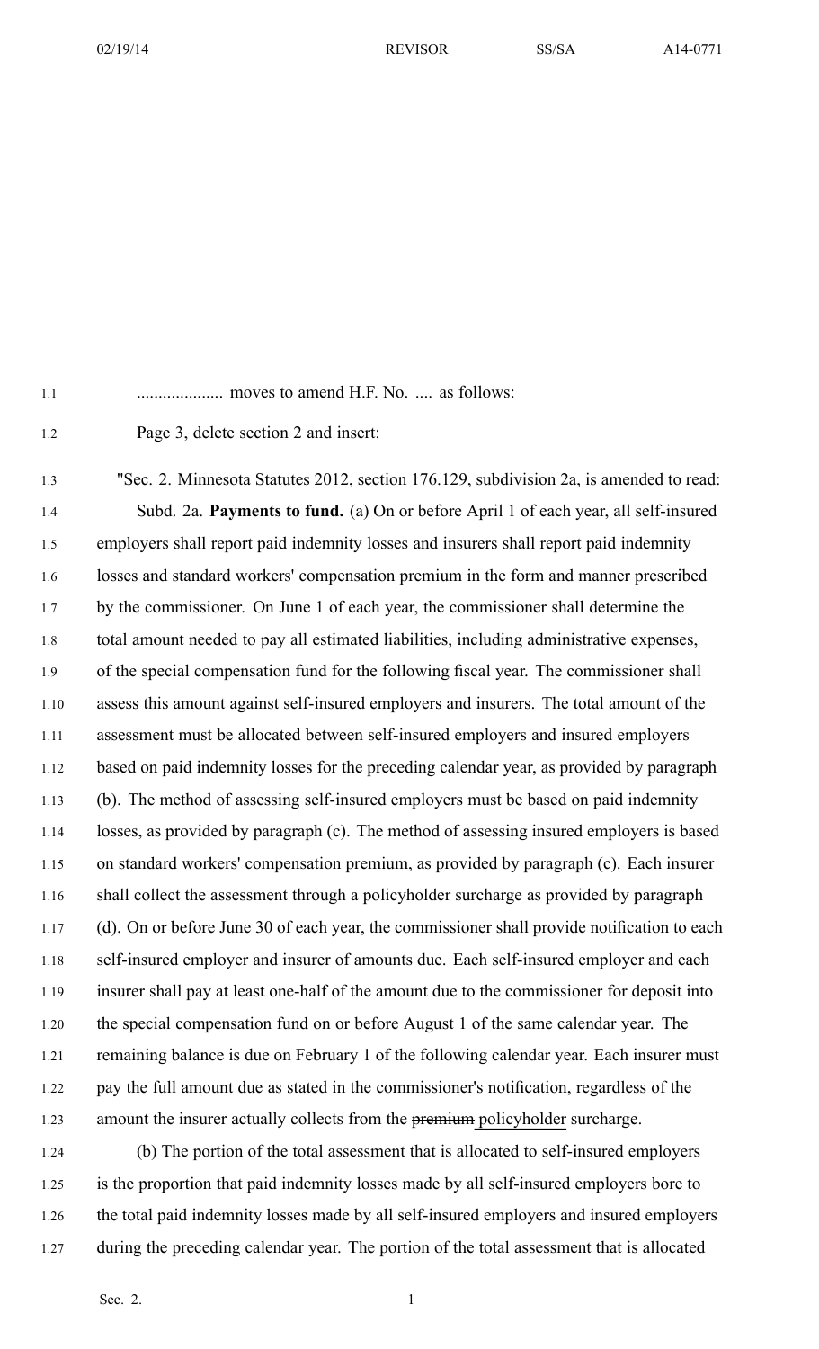.................... moves to amend H.F. No. .... as follows:

Page 3, delete section 2 and insert:

"Sec. 2. Minnesota Statutes 2012, section 176.129, subdivision 2a, is amended to read:

Subd. 2a. **Payments to fund.** (a) On or before April 1 of each year, all self-insured employers shall report paid indemnity losses and insurers shall report paid indemnity losses and standard workers' compensation premium in the form and manner prescribed by the commissioner. On June 1 of each year, the commissioner shall determine the total amount needed to pay all estimated liabilities, including administrative expenses, of the special compensation fund for the following fiscal year. The commissioner shall assess this amount against self-insured employers and insurers. The total amount of the assessment must be allocated between self-insured employers and insured employers based on paid indemnity losses for the preceding calendar year, as provided by paragraph (b). The method of assessing self-insured employers must be based on paid indemnity losses, as provided by paragraph (c). The method of assessing insured employers is based on standard workers' compensation premium, as provided by paragraph (c). Each insurer shall collect the assessment through a policyholder surcharge as provided by paragraph (d). On or before June 30 of each year, the commissioner shall provide notification to each self-insured employer and insurer of amounts due. Each self-insured employer and each insurer shall pay at least one-half of the amount due to the commissioner for deposit into the special compensation fund on or before August 1 of the same calendar year. The remaining balance is due on February 1 of the following calendar year. Each insurer must pay the full amount due as stated in the commissioner's notification, regardless of the amount the insurer actually collects from the ~~premium~~ policyholder surcharge.

(b) The portion of the total assessment that is allocated to self-insured employers is the proportion that paid indemnity losses made by all self-insured employers bore to the total paid indemnity losses made by all self-insured employers and insured employers during the preceding calendar year. The portion of the total assessment that is allocated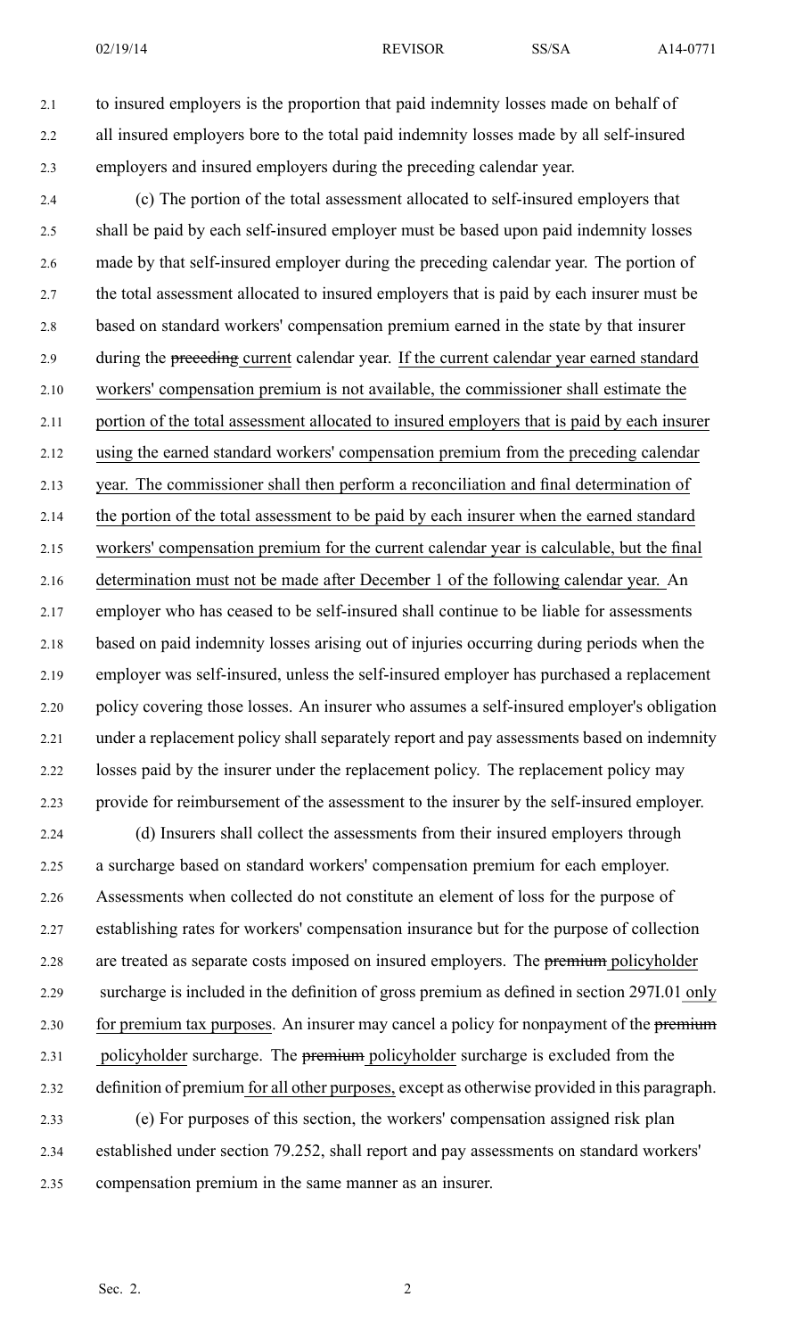to insured employers is the proportion that paid indemnity losses made on behalf of all insured employers bore to the total paid indemnity losses made by all self-insured employers and insured employers during the preceding calendar year.

(c) The portion of the total assessment allocated to self-insured employers that shall be paid by each self-insured employer must be based upon paid indemnity losses made by that self-insured employer during the preceding calendar year. The portion of the total assessment allocated to insured employers that is paid by each insurer must be based on standard workers' compensation premium earned in the state by that insurer during the ~~preceding~~ current calendar year. If the current calendar year earned standard workers' compensation premium is not available, the commissioner shall estimate the portion of the total assessment allocated to insured employers that is paid by each insurer using the earned standard workers' compensation premium from the preceding calendar year. The commissioner shall then perform a reconciliation and final determination of the portion of the total assessment to be paid by each insurer when the earned standard workers' compensation premium for the current calendar year is calculable, but the final determination must not be made after December 1 of the following calendar year. An employer who has ceased to be self-insured shall continue to be liable for assessments based on paid indemnity losses arising out of injuries occurring during periods when the employer was self-insured, unless the self-insured employer has purchased a replacement policy covering those losses. An insurer who assumes a self-insured employer's obligation under a replacement policy shall separately report and pay assessments based on indemnity losses paid by the insurer under the replacement policy. The replacement policy may provide for reimbursement of the assessment to the insurer by the self-insured employer.

(d) Insurers shall collect the assessments from their insured employers through a surcharge based on standard workers' compensation premium for each employer. Assessments when collected do not constitute an element of loss for the purpose of establishing rates for workers' compensation insurance but for the purpose of collection are treated as separate costs imposed on insured employers. The ~~premium~~ policyholder surcharge is included in the definition of gross premium as defined in section 297I.01 only for premium tax purposes. An insurer may cancel a policy for nonpayment of the ~~premium~~ policyholder surcharge. The ~~premium~~ policyholder surcharge is excluded from the definition of premium for all other purposes, except as otherwise provided in this paragraph.

(e) For purposes of this section, the workers' compensation assigned risk plan established under section 79.252, shall report and pay assessments on standard workers' compensation premium in the same manner as an insurer.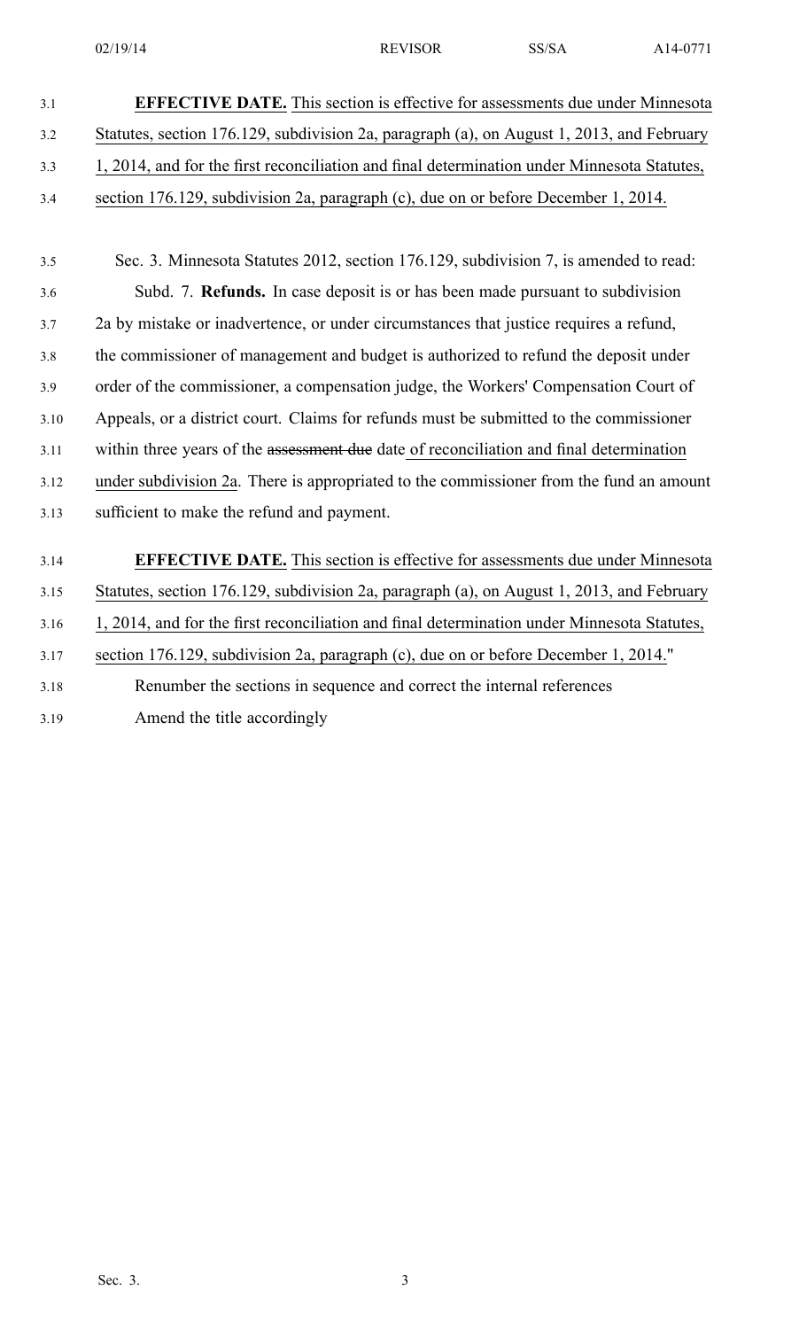**EFFECTIVE DATE.** This section is effective for assessments due under Minnesota Statutes, section 176.129, subdivision 2a, paragraph (a), on August 1, 2013, and February 1, 2014, and for the first reconciliation and final determination under Minnesota Statutes, section 176.129, subdivision 2a, paragraph (c), due on or before December 1, 2014.

Sec. 3. Minnesota Statutes 2012, section 176.129, subdivision 7, is amended to read:

Subd. 7. **Refunds.** In case deposit is or has been made pursuant to subdivision 2a by mistake or inadvertence, or under circumstances that justice requires a refund, the commissioner of management and budget is authorized to refund the deposit under order of the commissioner, a compensation judge, the Workers' Compensation Court of Appeals, or a district court. Claims for refunds must be submitted to the commissioner within three years of the ~~assessment due~~ date of reconciliation and final determination under subdivision 2a. There is appropriated to the commissioner from the fund an amount sufficient to make the refund and payment.

**EFFECTIVE DATE.** This section is effective for assessments due under Minnesota Statutes, section 176.129, subdivision 2a, paragraph (a), on August 1, 2013, and February 1, 2014, and for the first reconciliation and final determination under Minnesota Statutes, section 176.129, subdivision 2a, paragraph (c), due on or before December 1, 2014."

Renumber the sections in sequence and correct the internal references

Amend the title accordingly